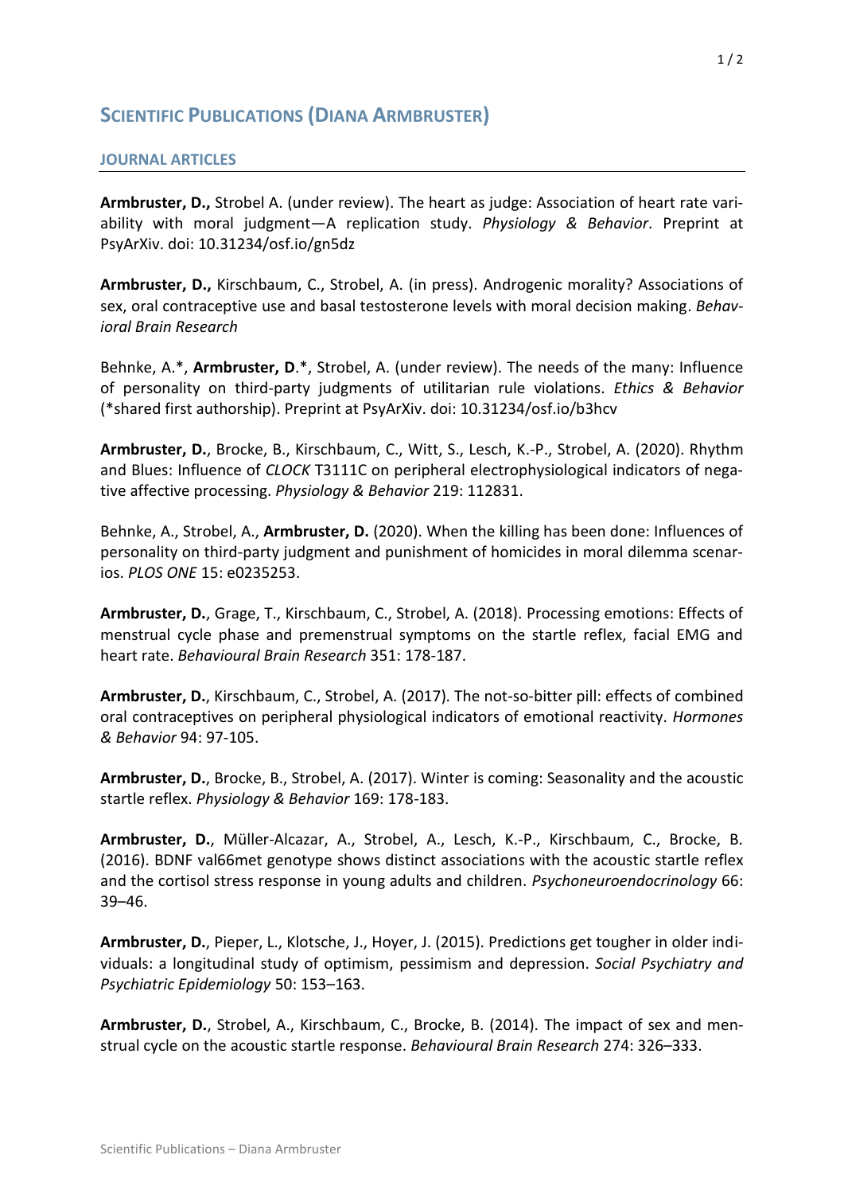# Scientific Publications (Diana Armbruster)

## Journal Articles

**Armbruster, D.,** Strobel A. (under review). The heart as judge: Association of heart rate variability with moral judgment—A replication study. *Physiology & Behavior*. Preprint at PsyArXiv. doi: 10.31234/osf.io/gn5dz

**Armbruster, D.,** Kirschbaum, C., Strobel, A. (in press). Androgenic morality? Associations of sex, oral contraceptive use and basal testosterone levels with moral decision making. *Behavioral Brain Research*

Behnke, A.*, **Armbruster, D**.*, Strobel, A. (under review). The needs of the many: Influence of personality on third-party judgments of utilitarian rule violations. *Ethics & Behavior* (*shared first authorship). Preprint at PsyArXiv. doi: 10.31234/osf.io/b3hcv

**Armbruster, D.**, Brocke, B., Kirschbaum, C., Witt, S., Lesch, K.-P., Strobel, A. (2020). Rhythm and Blues: Influence of *CLOCK* T3111C on peripheral electrophysiological indicators of negative affective processing. *Physiology & Behavior* 219: 112831.

Behnke, A., Strobel, A., **Armbruster, D.** (2020). When the killing has been done: Influences of personality on third-party judgment and punishment of homicides in moral dilemma scenarios. *PLOS ONE* 15: e0235253.

**Armbruster, D.**, Grage, T., Kirschbaum, C., Strobel, A. (2018). Processing emotions: Effects of menstrual cycle phase and premenstrual symptoms on the startle reflex, facial EMG and heart rate. *Behavioural Brain Research* 351: 178-187.

**Armbruster, D.**, Kirschbaum, C., Strobel, A. (2017). The not-so-bitter pill: effects of combined oral contraceptives on peripheral physiological indicators of emotional reactivity. *Hormones & Behavior* 94: 97-105.

**Armbruster, D.**, Brocke, B., Strobel, A. (2017). Winter is coming: Seasonality and the acoustic startle reflex. *Physiology & Behavior* 169: 178-183.

**Armbruster, D.**, Müller-Alcazar, A., Strobel, A., Lesch, K.-P., Kirschbaum, C., Brocke, B. (2016). BDNF val66met genotype shows distinct associations with the acoustic startle reflex and the cortisol stress response in young adults and children. *Psychoneuroendocrinology* 66: 39–46.

**Armbruster, D.**, Pieper, L., Klotsche, J., Hoyer, J. (2015). Predictions get tougher in older individuals: a longitudinal study of optimism, pessimism and depression. *Social Psychiatry and Psychiatric Epidemiology* 50: 153–163.

**Armbruster, D.**, Strobel, A., Kirschbaum, C., Brocke, B. (2014). The impact of sex and menstrual cycle on the acoustic startle response. *Behavioural Brain Research* 274: 326–333.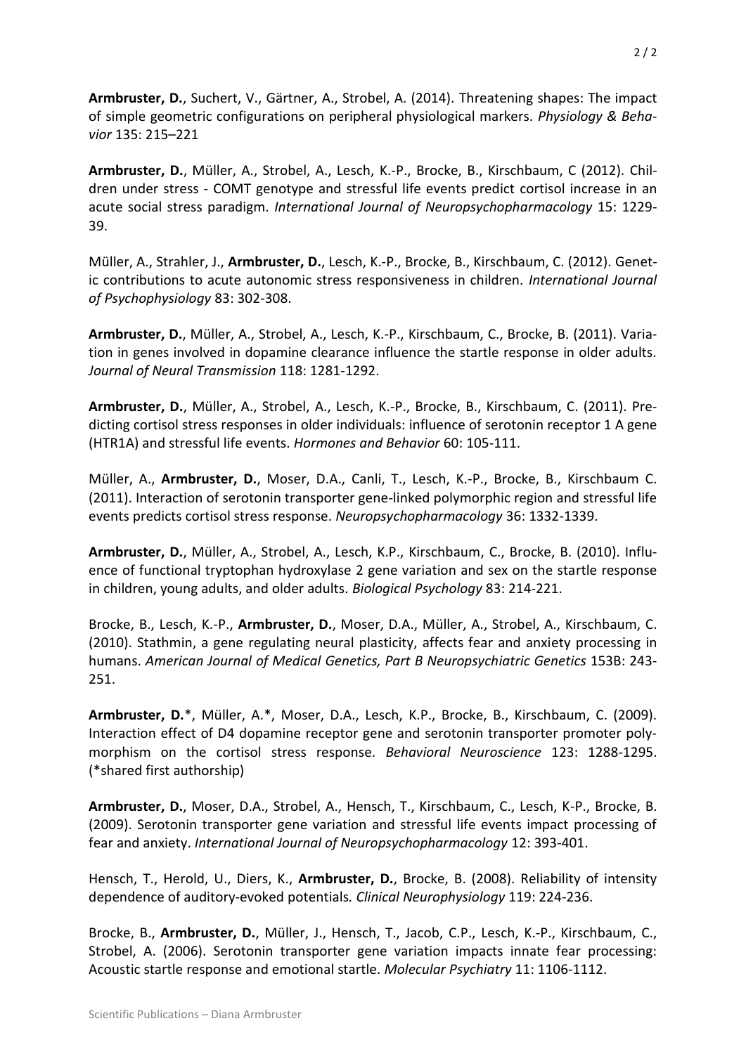**Armbruster, D.**, Suchert, V., Gärtner, A., Strobel, A. (2014). Threatening shapes: The impact of simple geometric configurations on peripheral physiological markers. *Physiology & Behavior* 135: 215–221

**Armbruster, D.**, Müller, A., Strobel, A., Lesch, K.-P., Brocke, B., Kirschbaum, C (2012). Children under stress - COMT genotype and stressful life events predict cortisol increase in an acute social stress paradigm. *International Journal of Neuropsychopharmacology* 15: 1229-39.

Müller, A., Strahler, J., **Armbruster, D.**, Lesch, K.-P., Brocke, B., Kirschbaum, C. (2012). Genetic contributions to acute autonomic stress responsiveness in children. *International Journal of Psychophysiology* 83: 302-308.

**Armbruster, D.**, Müller, A., Strobel, A., Lesch, K.-P., Kirschbaum, C., Brocke, B. (2011). Variation in genes involved in dopamine clearance influence the startle response in older adults. *Journal of Neural Transmission* 118: 1281-1292.

**Armbruster, D.**, Müller, A., Strobel, A., Lesch, K.-P., Brocke, B., Kirschbaum, C. (2011). Predicting cortisol stress responses in older individuals: influence of serotonin receptor 1 A gene (HTR1A) and stressful life events. *Hormones and Behavior* 60: 105-111.

Müller, A., **Armbruster, D.**, Moser, D.A., Canli, T., Lesch, K.-P., Brocke, B., Kirschbaum C. (2011). Interaction of serotonin transporter gene-linked polymorphic region and stressful life events predicts cortisol stress response. *Neuropsychopharmacology* 36: 1332-1339.

**Armbruster, D.**, Müller, A., Strobel, A., Lesch, K.P., Kirschbaum, C., Brocke, B. (2010). Influence of functional tryptophan hydroxylase 2 gene variation and sex on the startle response in children, young adults, and older adults. *Biological Psychology* 83: 214-221.

Brocke, B., Lesch, K.-P., **Armbruster, D.**, Moser, D.A., Müller, A., Strobel, A., Kirschbaum, C. (2010). Stathmin, a gene regulating neural plasticity, affects fear and anxiety processing in humans. *American Journal of Medical Genetics, Part B Neuropsychiatric Genetics* 153B: 243-251.

**Armbruster, D.***, Müller, A.*, Moser, D.A., Lesch, K.P., Brocke, B., Kirschbaum, C. (2009). Interaction effect of D4 dopamine receptor gene and serotonin transporter promoter polymorphism on the cortisol stress response. *Behavioral Neuroscience* 123: 1288-1295. (*shared first authorship)

**Armbruster, D.**, Moser, D.A., Strobel, A., Hensch, T., Kirschbaum, C., Lesch, K-P., Brocke, B. (2009). Serotonin transporter gene variation and stressful life events impact processing of fear and anxiety. *International Journal of Neuropsychopharmacology* 12: 393-401.

Hensch, T., Herold, U., Diers, K., **Armbruster, D.**, Brocke, B. (2008). Reliability of intensity dependence of auditory-evoked potentials. *Clinical Neurophysiology* 119: 224-236.

Brocke, B., **Armbruster, D.**, Müller, J., Hensch, T., Jacob, C.P., Lesch, K.-P., Kirschbaum, C., Strobel, A. (2006). Serotonin transporter gene variation impacts innate fear processing: Acoustic startle response and emotional startle. *Molecular Psychiatry* 11: 1106-1112.